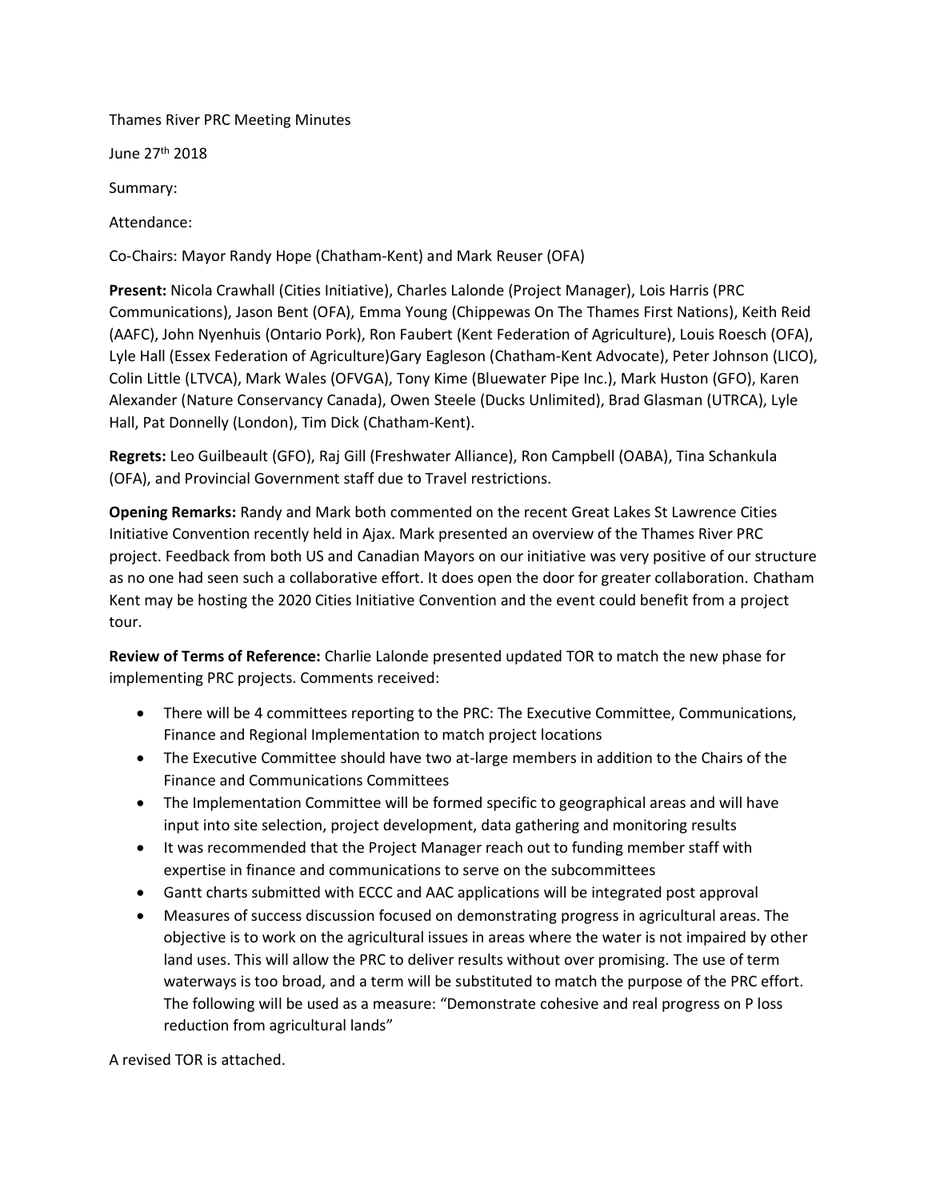Thames River PRC Meeting Minutes

June 27th 2018

Summary:

Attendance:

Co-Chairs: Mayor Randy Hope (Chatham-Kent) and Mark Reuser (OFA)

**Present:** Nicola Crawhall (Cities Initiative), Charles Lalonde (Project Manager), Lois Harris (PRC Communications), Jason Bent (OFA), Emma Young (Chippewas On The Thames First Nations), Keith Reid (AAFC), John Nyenhuis (Ontario Pork), Ron Faubert (Kent Federation of Agriculture), Louis Roesch (OFA), Lyle Hall (Essex Federation of Agriculture)Gary Eagleson (Chatham-Kent Advocate), Peter Johnson (LICO), Colin Little (LTVCA), Mark Wales (OFVGA), Tony Kime (Bluewater Pipe Inc.), Mark Huston (GFO), Karen Alexander (Nature Conservancy Canada), Owen Steele (Ducks Unlimited), Brad Glasman (UTRCA), Lyle Hall, Pat Donnelly (London), Tim Dick (Chatham-Kent).

**Regrets:** Leo Guilbeault (GFO), Raj Gill (Freshwater Alliance), Ron Campbell (OABA), Tina Schankula (OFA), and Provincial Government staff due to Travel restrictions.

**Opening Remarks:** Randy and Mark both commented on the recent Great Lakes St Lawrence Cities Initiative Convention recently held in Ajax. Mark presented an overview of the Thames River PRC project. Feedback from both US and Canadian Mayors on our initiative was very positive of our structure as no one had seen such a collaborative effort. It does open the door for greater collaboration. Chatham Kent may be hosting the 2020 Cities Initiative Convention and the event could benefit from a project tour.

**Review of Terms of Reference:** Charlie Lalonde presented updated TOR to match the new phase for implementing PRC projects. Comments received:

- There will be 4 committees reporting to the PRC: The Executive Committee, Communications, Finance and Regional Implementation to match project locations
- The Executive Committee should have two at-large members in addition to the Chairs of the Finance and Communications Committees
- The Implementation Committee will be formed specific to geographical areas and will have input into site selection, project development, data gathering and monitoring results
- It was recommended that the Project Manager reach out to funding member staff with expertise in finance and communications to serve on the subcommittees
- Gantt charts submitted with ECCC and AAC applications will be integrated post approval
- Measures of success discussion focused on demonstrating progress in agricultural areas. The objective is to work on the agricultural issues in areas where the water is not impaired by other land uses. This will allow the PRC to deliver results without over promising. The use of term waterways is too broad, and a term will be substituted to match the purpose of the PRC effort. The following will be used as a measure: "Demonstrate cohesive and real progress on P loss reduction from agricultural lands"

A revised TOR is attached.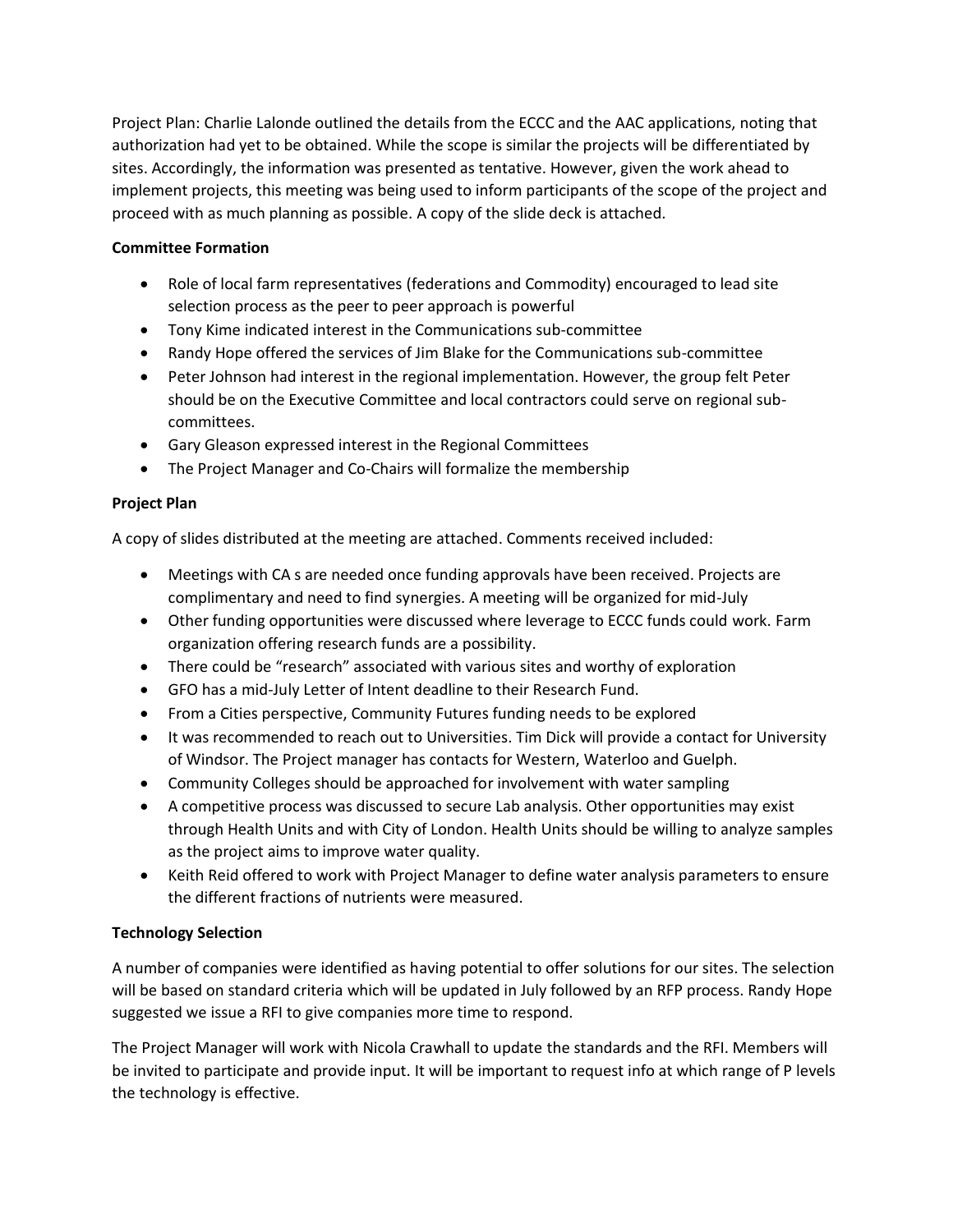Project Plan: Charlie Lalonde outlined the details from the ECCC and the AAC applications, noting that authorization had yet to be obtained. While the scope is similar the projects will be differentiated by sites. Accordingly, the information was presented as tentative. However, given the work ahead to implement projects, this meeting was being used to inform participants of the scope of the project and proceed with as much planning as possible. A copy of the slide deck is attached.

**Committee Formation**

- Role of local farm representatives (federations and Commodity) encouraged to lead site selection process as the peer to peer approach is powerful
- Tony Kime indicated interest in the Communications sub-committee
- Randy Hope offered the services of Jim Blake for the Communications sub-committee
- Peter Johnson had interest in the regional implementation. However, the group felt Peter should be on the Executive Committee and local contractors could serve on regional sub-committees.
- Gary Gleason expressed interest in the Regional Committees
- The Project Manager and Co-Chairs will formalize the membership

**Project Plan**

A copy of slides distributed at the meeting are attached. Comments received included:

- Meetings with CA s are needed once funding approvals have been received. Projects are complimentary and need to find synergies. A meeting will be organized for mid-July
- Other funding opportunities were discussed where leverage to ECCC funds could work. Farm organization offering research funds are a possibility.
- There could be "research" associated with various sites and worthy of exploration
- GFO has a mid-July Letter of Intent deadline to their Research Fund.
- From a Cities perspective, Community Futures funding needs to be explored
- It was recommended to reach out to Universities. Tim Dick will provide a contact for University of Windsor. The Project manager has contacts for Western, Waterloo and Guelph.
- Community Colleges should be approached for involvement with water sampling
- A competitive process was discussed to secure Lab analysis. Other opportunities may exist through Health Units and with City of London. Health Units should be willing to analyze samples as the project aims to improve water quality.
- Keith Reid offered to work with Project Manager to define water analysis parameters to ensure the different fractions of nutrients were measured.

**Technology Selection**

A number of companies were identified as having potential to offer solutions for our sites. The selection will be based on standard criteria which will be updated in July followed by an RFP process. Randy Hope suggested we issue a RFI to give companies more time to respond.

The Project Manager will work with Nicola Crawhall to update the standards and the RFI. Members will be invited to participate and provide input. It will be important to request info at which range of P levels the technology is effective.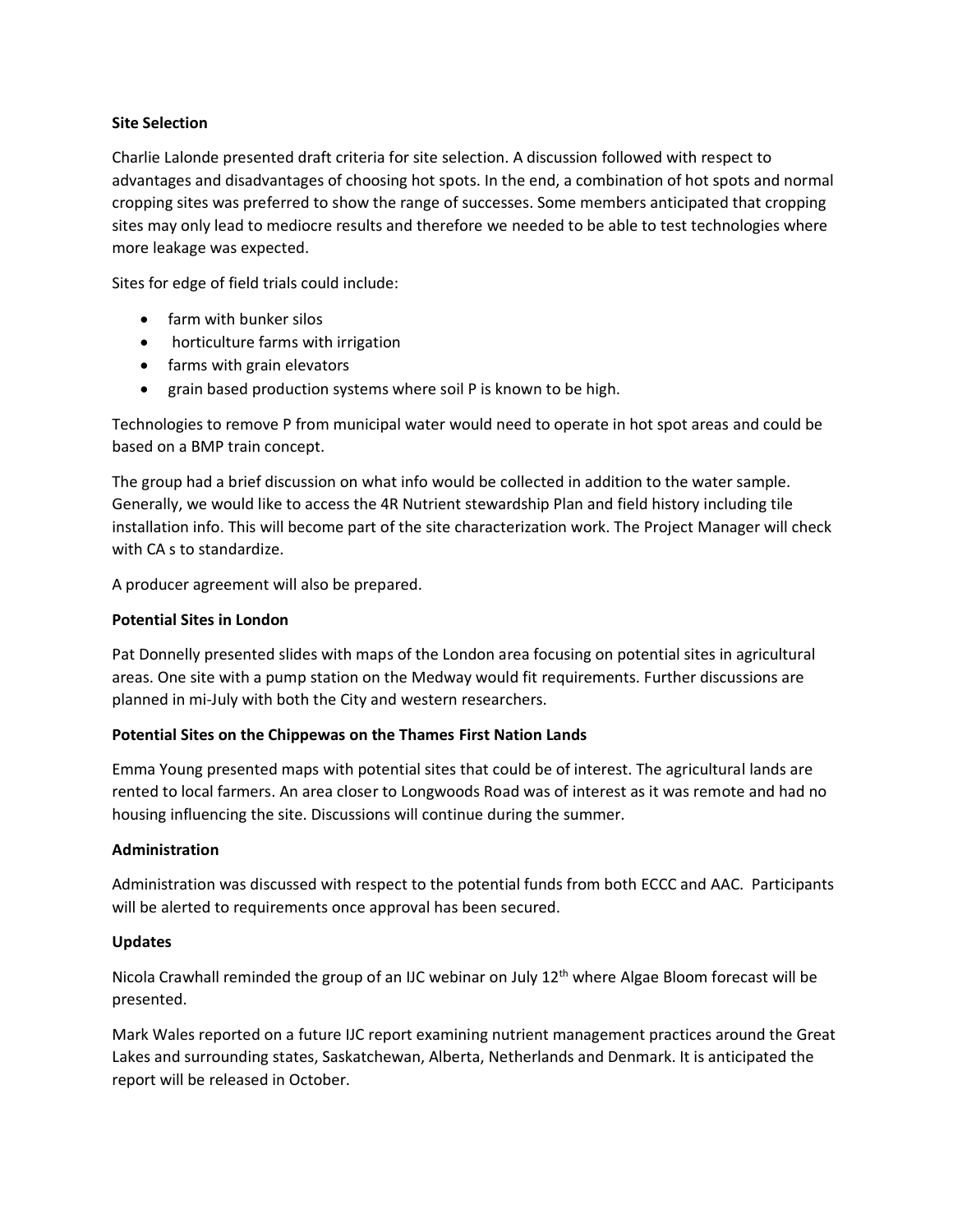**Site Selection**

Charlie Lalonde presented draft criteria for site selection. A discussion followed with respect to advantages and disadvantages of choosing hot spots. In the end, a combination of hot spots and normal cropping sites was preferred to show the range of successes. Some members anticipated that cropping sites may only lead to mediocre results and therefore we needed to be able to test technologies where more leakage was expected.

Sites for edge of field trials could include:

- farm with bunker silos
- horticulture farms with irrigation
- farms with grain elevators
- grain based production systems where soil P is known to be high.

Technologies to remove P from municipal water would need to operate in hot spot areas and could be based on a BMP train concept.

The group had a brief discussion on what info would be collected in addition to the water sample. Generally, we would like to access the 4R Nutrient stewardship Plan and field history including tile installation info. This will become part of the site characterization work. The Project Manager will check with CA s to standardize.

A producer agreement will also be prepared.

**Potential Sites in London**

Pat Donnelly presented slides with maps of the London area focusing on potential sites in agricultural areas. One site with a pump station on the Medway would fit requirements. Further discussions are planned in mi-July with both the City and western researchers.

**Potential Sites on the Chippewas on the Thames First Nation Lands**

Emma Young presented maps with potential sites that could be of interest. The agricultural lands are rented to local farmers. An area closer to Longwoods Road was of interest as it was remote and had no housing influencing the site. Discussions will continue during the summer.

**Administration**

Administration was discussed with respect to the potential funds from both ECCC and AAC. Participants will be alerted to requirements once approval has been secured.

**Updates**

Nicola Crawhall reminded the group of an IJC webinar on July 12th where Algae Bloom forecast will be presented.

Mark Wales reported on a future IJC report examining nutrient management practices around the Great Lakes and surrounding states, Saskatchewan, Alberta, Netherlands and Denmark. It is anticipated the report will be released in October.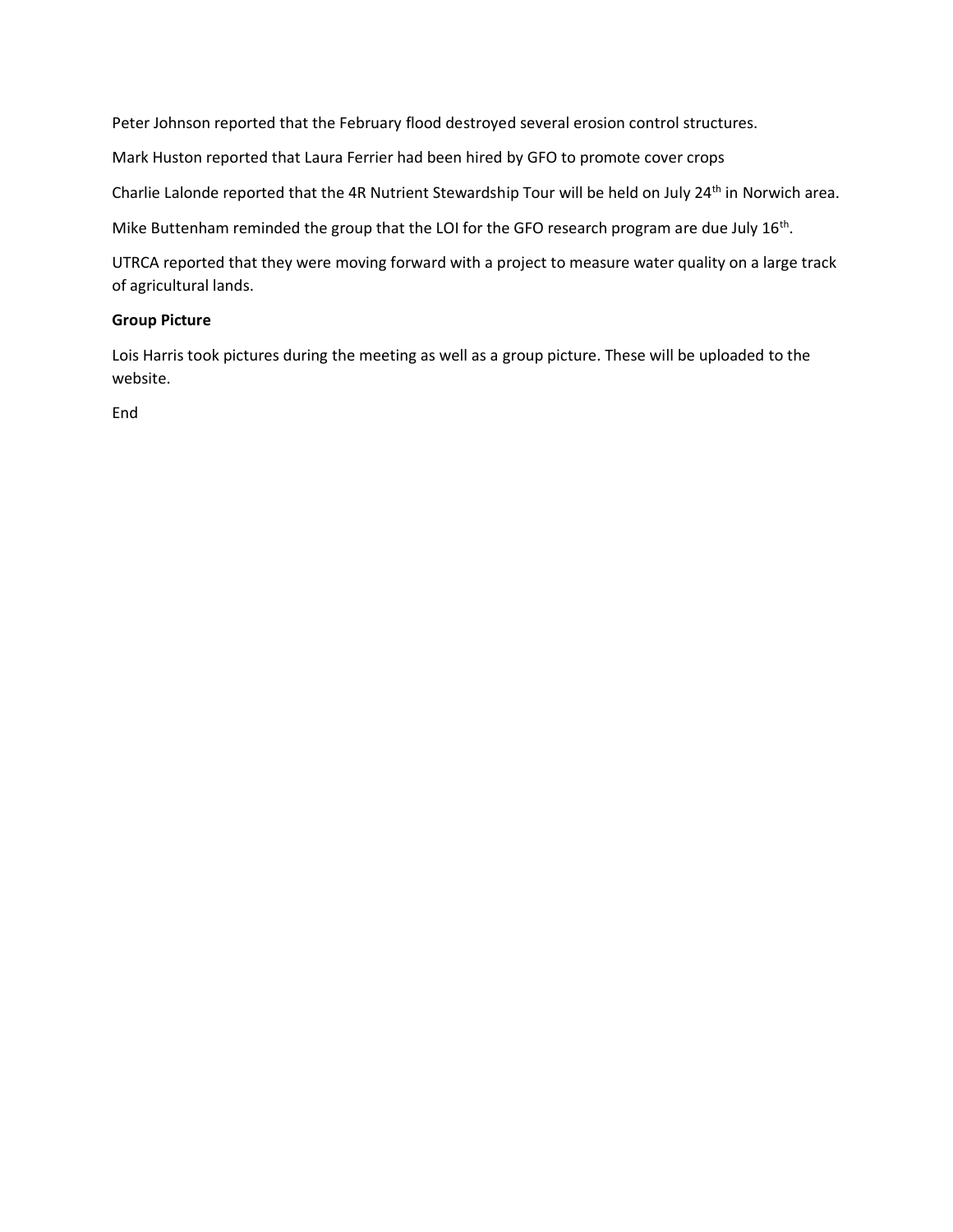Peter Johnson reported that the February flood destroyed several erosion control structures.

Mark Huston reported that Laura Ferrier had been hired by GFO to promote cover crops

Charlie Lalonde reported that the 4R Nutrient Stewardship Tour will be held on July 24th in Norwich area.

Mike Buttenham reminded the group that the LOI for the GFO research program are due July 16th.

UTRCA reported that they were moving forward with a project to measure water quality on a large track of agricultural lands.

**Group Picture**

Lois Harris took pictures during the meeting as well as a group picture. These will be uploaded to the website.

End